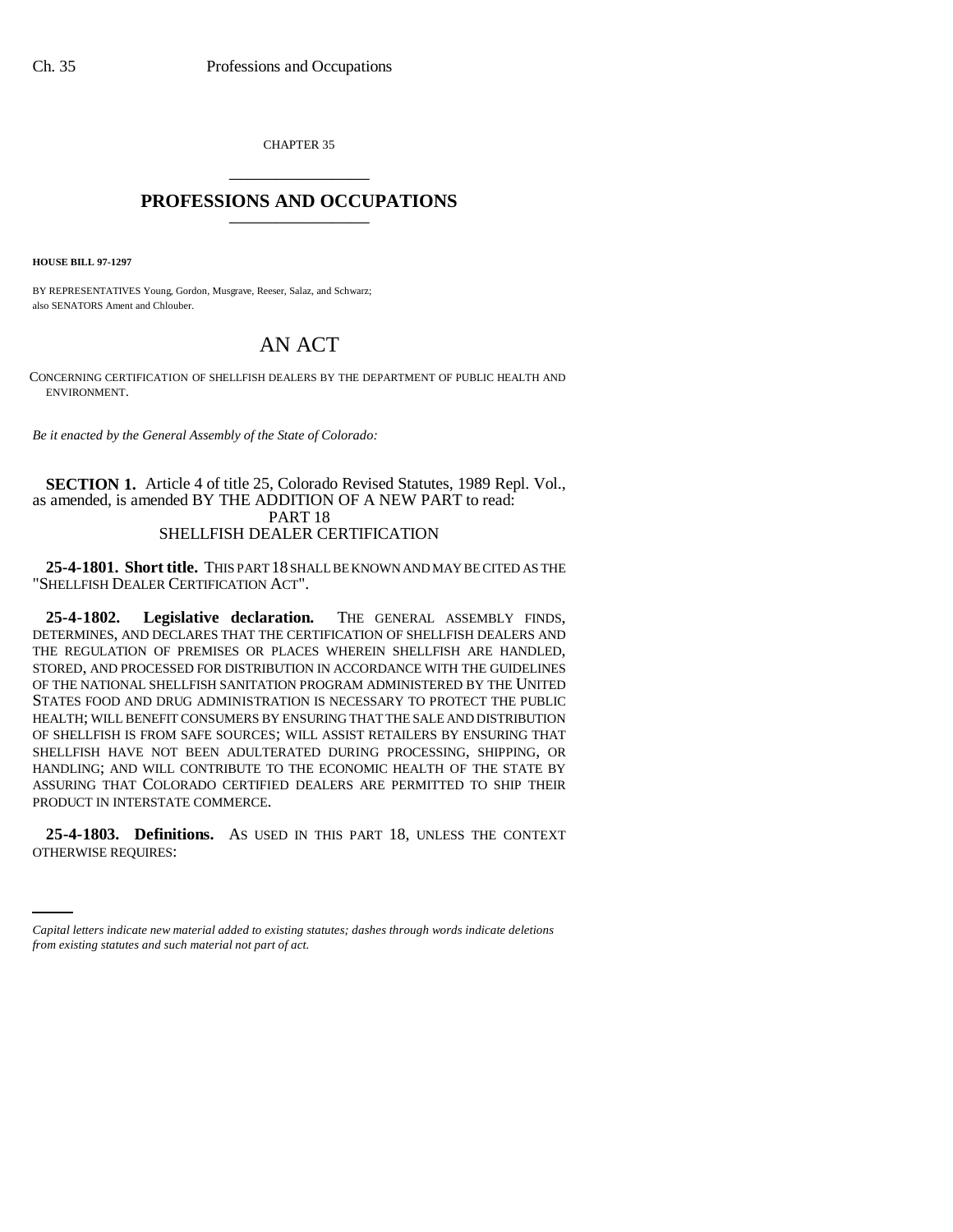CHAPTER 35

# PROFESSIONS AND OCCUPATIONS

**HOUSE BILL 97-1297**

BY REPRESENTATIVES Young, Gordon, Musgrave, Reeser, Salaz, and Schwarz;
also SENATORS Ament and Chlouber.

# AN ACT

CONCERNING CERTIFICATION OF SHELLFISH DEALERS BY THE DEPARTMENT OF PUBLIC HEALTH AND ENVIRONMENT.

*Be it enacted by the General Assembly of the State of Colorado:*

**SECTION 1.** Article 4 of title 25, Colorado Revised Statutes, 1989 Repl. Vol., as amended, is amended BY THE ADDITION OF A NEW PART to read:

PART 18
SHELLFISH DEALER CERTIFICATION

**25-4-1801. Short title.** THIS PART 18 SHALL BE KNOWN AND MAY BE CITED AS THE "SHELLFISH DEALER CERTIFICATION ACT".

**25-4-1802. Legislative declaration.** THE GENERAL ASSEMBLY FINDS, DETERMINES, AND DECLARES THAT THE CERTIFICATION OF SHELLFISH DEALERS AND THE REGULATION OF PREMISES OR PLACES WHEREIN SHELLFISH ARE HANDLED, STORED, AND PROCESSED FOR DISTRIBUTION IN ACCORDANCE WITH THE GUIDELINES OF THE NATIONAL SHELLFISH SANITATION PROGRAM ADMINISTERED BY THE UNITED STATES FOOD AND DRUG ADMINISTRATION IS NECESSARY TO PROTECT THE PUBLIC HEALTH; WILL BENEFIT CONSUMERS BY ENSURING THAT THE SALE AND DISTRIBUTION OF SHELLFISH IS FROM SAFE SOURCES; WILL ASSIST RETAILERS BY ENSURING THAT SHELLFISH HAVE NOT BEEN ADULTERATED DURING PROCESSING, SHIPPING, OR HANDLING; AND WILL CONTRIBUTE TO THE ECONOMIC HEALTH OF THE STATE BY ASSURING THAT COLORADO CERTIFIED DEALERS ARE PERMITTED TO SHIP THEIR PRODUCT IN INTERSTATE COMMERCE.

**25-4-1803. Definitions.** AS USED IN THIS PART 18, UNLESS THE CONTEXT OTHERWISE REQUIRES:

*Capital letters indicate new material added to existing statutes; dashes through words indicate deletions from existing statutes and such material not part of act.*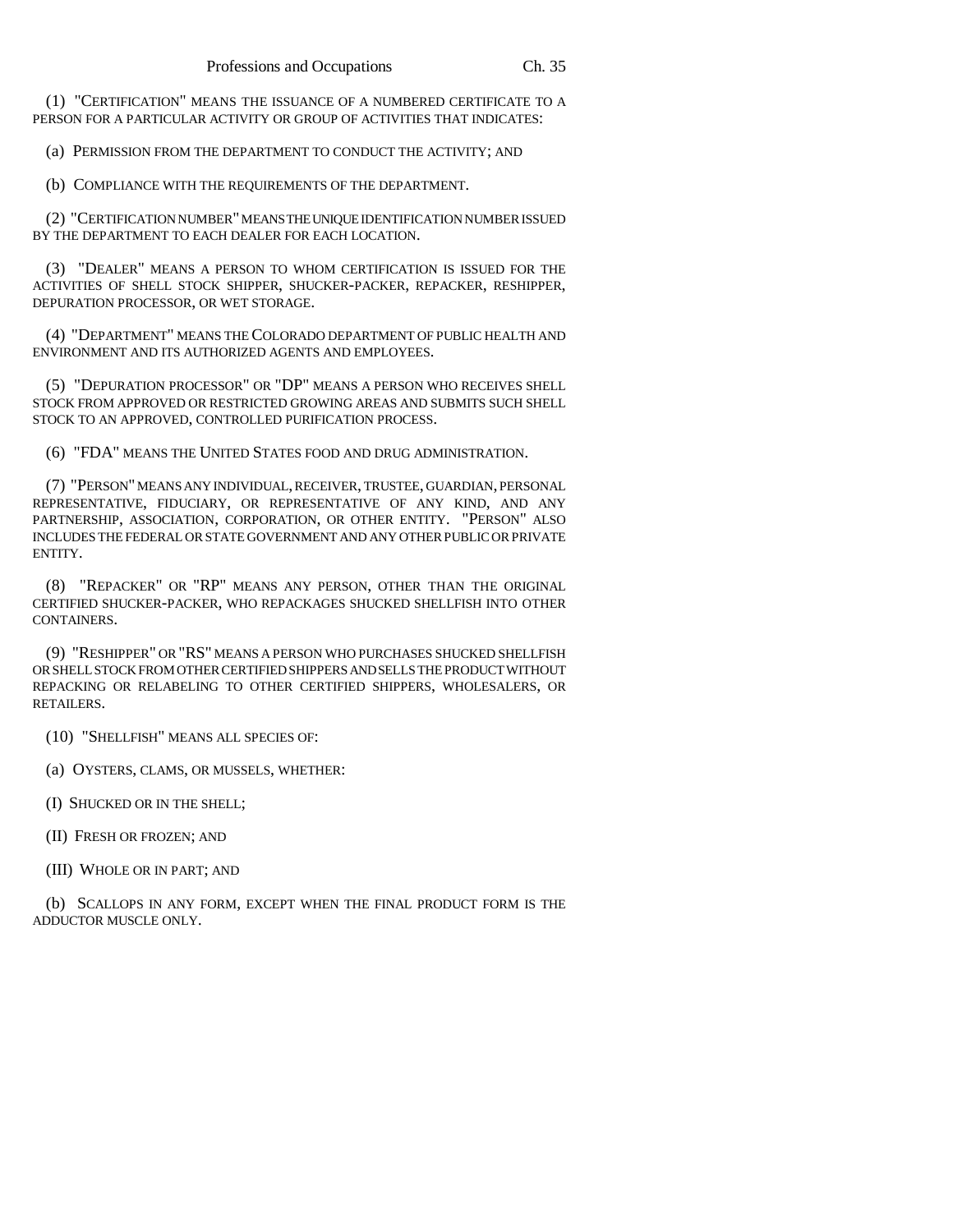(1) "CERTIFICATION" MEANS THE ISSUANCE OF A NUMBERED CERTIFICATE TO A PERSON FOR A PARTICULAR ACTIVITY OR GROUP OF ACTIVITIES THAT INDICATES:

(a) PERMISSION FROM THE DEPARTMENT TO CONDUCT THE ACTIVITY; AND

(b) COMPLIANCE WITH THE REQUIREMENTS OF THE DEPARTMENT.

(2) "CERTIFICATION NUMBER" MEANS THE UNIQUE IDENTIFICATION NUMBER ISSUED BY THE DEPARTMENT TO EACH DEALER FOR EACH LOCATION.

(3) "DEALER" MEANS A PERSON TO WHOM CERTIFICATION IS ISSUED FOR THE ACTIVITIES OF SHELL STOCK SHIPPER, SHUCKER-PACKER, REPACKER, RESHIPPER, DEPURATION PROCESSOR, OR WET STORAGE.

(4) "DEPARTMENT" MEANS THE COLORADO DEPARTMENT OF PUBLIC HEALTH AND ENVIRONMENT AND ITS AUTHORIZED AGENTS AND EMPLOYEES.

(5) "DEPURATION PROCESSOR" OR "DP" MEANS A PERSON WHO RECEIVES SHELL STOCK FROM APPROVED OR RESTRICTED GROWING AREAS AND SUBMITS SUCH SHELL STOCK TO AN APPROVED, CONTROLLED PURIFICATION PROCESS.

(6) "FDA" MEANS THE UNITED STATES FOOD AND DRUG ADMINISTRATION.

(7) "PERSON" MEANS ANY INDIVIDUAL, RECEIVER, TRUSTEE, GUARDIAN, PERSONAL REPRESENTATIVE, FIDUCIARY, OR REPRESENTATIVE OF ANY KIND, AND ANY PARTNERSHIP, ASSOCIATION, CORPORATION, OR OTHER ENTITY. "PERSON" ALSO INCLUDES THE FEDERAL OR STATE GOVERNMENT AND ANY OTHER PUBLIC OR PRIVATE ENTITY.

(8) "REPACKER" OR "RP" MEANS ANY PERSON, OTHER THAN THE ORIGINAL CERTIFIED SHUCKER-PACKER, WHO REPACKAGES SHUCKED SHELLFISH INTO OTHER CONTAINERS.

(9) "RESHIPPER" OR "RS" MEANS A PERSON WHO PURCHASES SHUCKED SHELLFISH OR SHELL STOCK FROM OTHER CERTIFIED SHIPPERS AND SELLS THE PRODUCT WITHOUT REPACKING OR RELABELING TO OTHER CERTIFIED SHIPPERS, WHOLESALERS, OR RETAILERS.

(10) "SHELLFISH" MEANS ALL SPECIES OF:

(a) OYSTERS, CLAMS, OR MUSSELS, WHETHER:

(I) SHUCKED OR IN THE SHELL;

(II) FRESH OR FROZEN; AND

(III) WHOLE OR IN PART; AND

(b) SCALLOPS IN ANY FORM, EXCEPT WHEN THE FINAL PRODUCT FORM IS THE ADDUCTOR MUSCLE ONLY.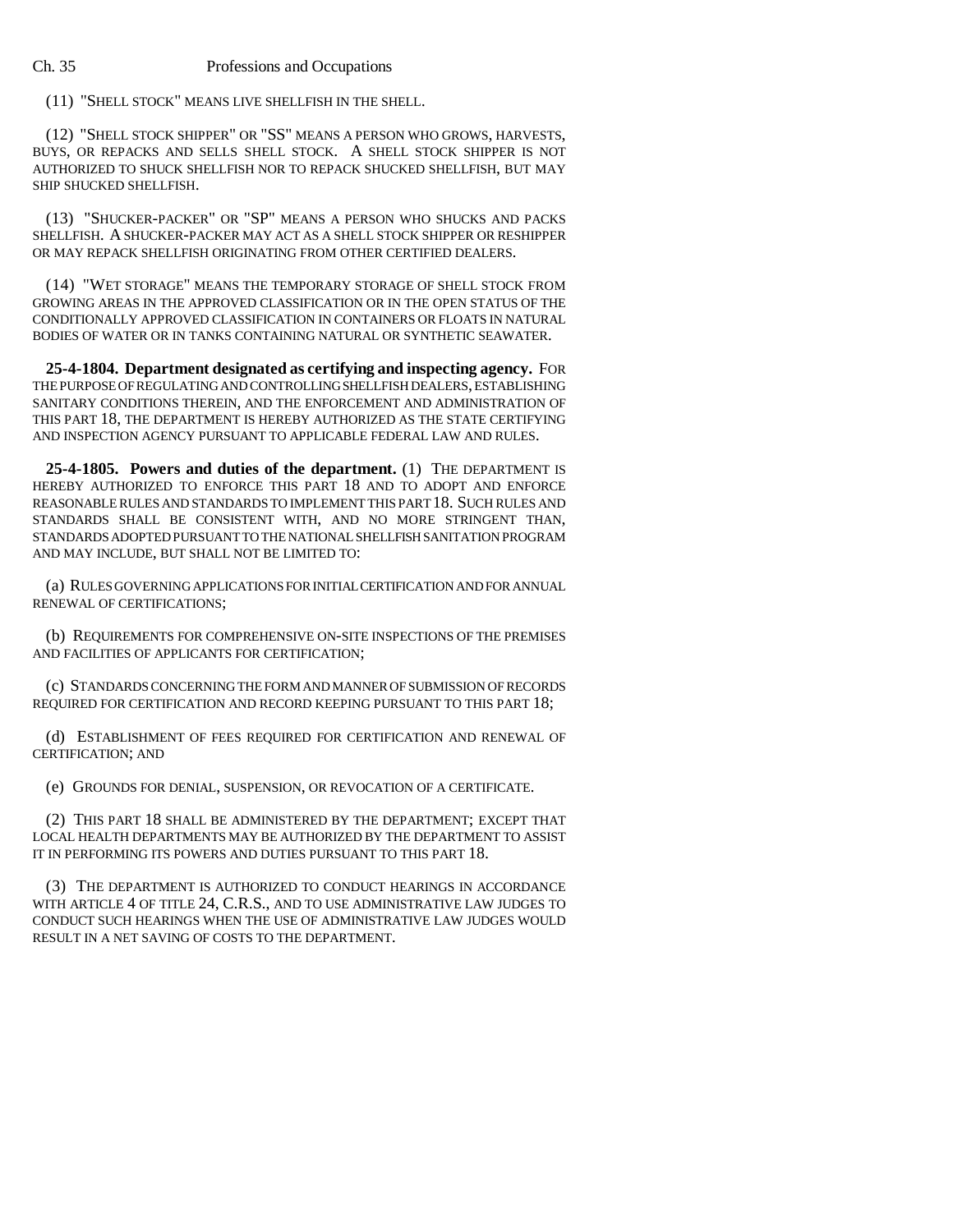(11) "SHELL STOCK" MEANS LIVE SHELLFISH IN THE SHELL.

(12) "SHELL STOCK SHIPPER" OR "SS" MEANS A PERSON WHO GROWS, HARVESTS, BUYS, OR REPACKS AND SELLS SHELL STOCK. A SHELL STOCK SHIPPER IS NOT AUTHORIZED TO SHUCK SHELLFISH NOR TO REPACK SHUCKED SHELLFISH, BUT MAY SHIP SHUCKED SHELLFISH.

(13) "SHUCKER-PACKER" OR "SP" MEANS A PERSON WHO SHUCKS AND PACKS SHELLFISH. A SHUCKER-PACKER MAY ACT AS A SHELL STOCK SHIPPER OR RESHIPPER OR MAY REPACK SHELLFISH ORIGINATING FROM OTHER CERTIFIED DEALERS.

(14) "WET STORAGE" MEANS THE TEMPORARY STORAGE OF SHELL STOCK FROM GROWING AREAS IN THE APPROVED CLASSIFICATION OR IN THE OPEN STATUS OF THE CONDITIONALLY APPROVED CLASSIFICATION IN CONTAINERS OR FLOATS IN NATURAL BODIES OF WATER OR IN TANKS CONTAINING NATURAL OR SYNTHETIC SEAWATER.

**25-4-1804. Department designated as certifying and inspecting agency.** FOR THE PURPOSE OF REGULATING AND CONTROLLING SHELLFISH DEALERS, ESTABLISHING SANITARY CONDITIONS THEREIN, AND THE ENFORCEMENT AND ADMINISTRATION OF THIS PART 18, THE DEPARTMENT IS HEREBY AUTHORIZED AS THE STATE CERTIFYING AND INSPECTION AGENCY PURSUANT TO APPLICABLE FEDERAL LAW AND RULES.

**25-4-1805. Powers and duties of the department.** (1) THE DEPARTMENT IS HEREBY AUTHORIZED TO ENFORCE THIS PART 18 AND TO ADOPT AND ENFORCE REASONABLE RULES AND STANDARDS TO IMPLEMENT THIS PART 18. SUCH RULES AND STANDARDS SHALL BE CONSISTENT WITH, AND NO MORE STRINGENT THAN, STANDARDS ADOPTED PURSUANT TO THE NATIONAL SHELLFISH SANITATION PROGRAM AND MAY INCLUDE, BUT SHALL NOT BE LIMITED TO:

(a) RULES GOVERNING APPLICATIONS FOR INITIAL CERTIFICATION AND FOR ANNUAL RENEWAL OF CERTIFICATIONS;

(b) REQUIREMENTS FOR COMPREHENSIVE ON-SITE INSPECTIONS OF THE PREMISES AND FACILITIES OF APPLICANTS FOR CERTIFICATION;

(c) STANDARDS CONCERNING THE FORM AND MANNER OF SUBMISSION OF RECORDS REQUIRED FOR CERTIFICATION AND RECORD KEEPING PURSUANT TO THIS PART 18;

(d) ESTABLISHMENT OF FEES REQUIRED FOR CERTIFICATION AND RENEWAL OF CERTIFICATION; AND

(e) GROUNDS FOR DENIAL, SUSPENSION, OR REVOCATION OF A CERTIFICATE.

(2) THIS PART 18 SHALL BE ADMINISTERED BY THE DEPARTMENT; EXCEPT THAT LOCAL HEALTH DEPARTMENTS MAY BE AUTHORIZED BY THE DEPARTMENT TO ASSIST IT IN PERFORMING ITS POWERS AND DUTIES PURSUANT TO THIS PART 18.

(3) THE DEPARTMENT IS AUTHORIZED TO CONDUCT HEARINGS IN ACCORDANCE WITH ARTICLE 4 OF TITLE 24, C.R.S., AND TO USE ADMINISTRATIVE LAW JUDGES TO CONDUCT SUCH HEARINGS WHEN THE USE OF ADMINISTRATIVE LAW JUDGES WOULD RESULT IN A NET SAVING OF COSTS TO THE DEPARTMENT.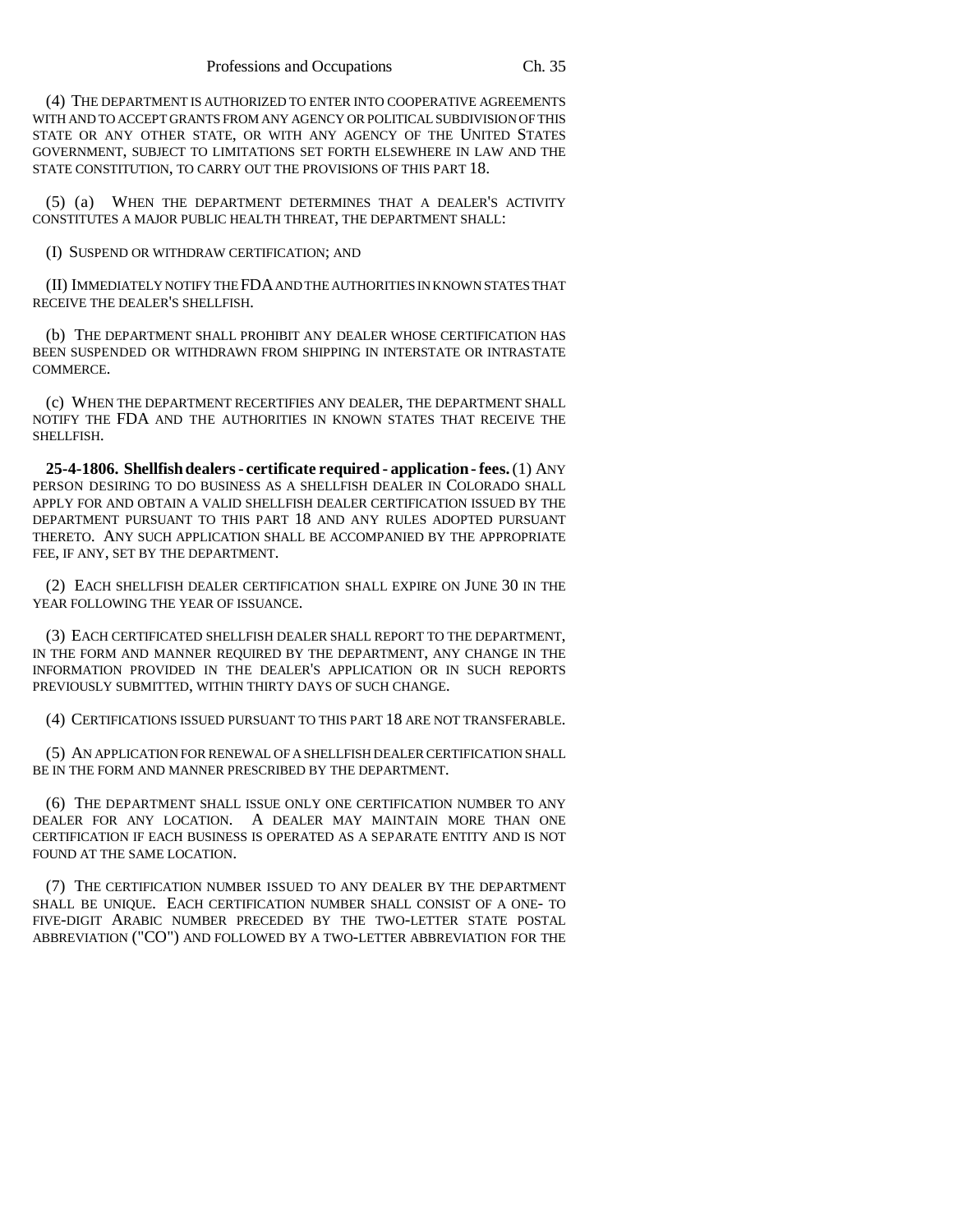(4) THE DEPARTMENT IS AUTHORIZED TO ENTER INTO COOPERATIVE AGREEMENTS WITH AND TO ACCEPT GRANTS FROM ANY AGENCY OR POLITICAL SUBDIVISION OF THIS STATE OR ANY OTHER STATE, OR WITH ANY AGENCY OF THE UNITED STATES GOVERNMENT, SUBJECT TO LIMITATIONS SET FORTH ELSEWHERE IN LAW AND THE STATE CONSTITUTION, TO CARRY OUT THE PROVISIONS OF THIS PART 18.

(5) (a) WHEN THE DEPARTMENT DETERMINES THAT A DEALER'S ACTIVITY CONSTITUTES A MAJOR PUBLIC HEALTH THREAT, THE DEPARTMENT SHALL:

(I) SUSPEND OR WITHDRAW CERTIFICATION; AND

(II) IMMEDIATELY NOTIFY THE FDA AND THE AUTHORITIES IN KNOWN STATES THAT RECEIVE THE DEALER'S SHELLFISH.

(b) THE DEPARTMENT SHALL PROHIBIT ANY DEALER WHOSE CERTIFICATION HAS BEEN SUSPENDED OR WITHDRAWN FROM SHIPPING IN INTERSTATE OR INTRASTATE COMMERCE.

(c) WHEN THE DEPARTMENT RECERTIFIES ANY DEALER, THE DEPARTMENT SHALL NOTIFY THE FDA AND THE AUTHORITIES IN KNOWN STATES THAT RECEIVE THE SHELLFISH.

**25-4-1806. Shellfish dealers - certificate required - application - fees.** (1) ANY PERSON DESIRING TO DO BUSINESS AS A SHELLFISH DEALER IN COLORADO SHALL APPLY FOR AND OBTAIN A VALID SHELLFISH DEALER CERTIFICATION ISSUED BY THE DEPARTMENT PURSUANT TO THIS PART 18 AND ANY RULES ADOPTED PURSUANT THERETO. ANY SUCH APPLICATION SHALL BE ACCOMPANIED BY THE APPROPRIATE FEE, IF ANY, SET BY THE DEPARTMENT.

(2) EACH SHELLFISH DEALER CERTIFICATION SHALL EXPIRE ON JUNE 30 IN THE YEAR FOLLOWING THE YEAR OF ISSUANCE.

(3) EACH CERTIFICATED SHELLFISH DEALER SHALL REPORT TO THE DEPARTMENT, IN THE FORM AND MANNER REQUIRED BY THE DEPARTMENT, ANY CHANGE IN THE INFORMATION PROVIDED IN THE DEALER'S APPLICATION OR IN SUCH REPORTS PREVIOUSLY SUBMITTED, WITHIN THIRTY DAYS OF SUCH CHANGE.

(4) CERTIFICATIONS ISSUED PURSUANT TO THIS PART 18 ARE NOT TRANSFERABLE.

(5) AN APPLICATION FOR RENEWAL OF A SHELLFISH DEALER CERTIFICATION SHALL BE IN THE FORM AND MANNER PRESCRIBED BY THE DEPARTMENT.

(6) THE DEPARTMENT SHALL ISSUE ONLY ONE CERTIFICATION NUMBER TO ANY DEALER FOR ANY LOCATION. A DEALER MAY MAINTAIN MORE THAN ONE CERTIFICATION IF EACH BUSINESS IS OPERATED AS A SEPARATE ENTITY AND IS NOT FOUND AT THE SAME LOCATION.

(7) THE CERTIFICATION NUMBER ISSUED TO ANY DEALER BY THE DEPARTMENT SHALL BE UNIQUE. EACH CERTIFICATION NUMBER SHALL CONSIST OF A ONE- TO FIVE-DIGIT ARABIC NUMBER PRECEDED BY THE TWO-LETTER STATE POSTAL ABBREVIATION ("CO") AND FOLLOWED BY A TWO-LETTER ABBREVIATION FOR THE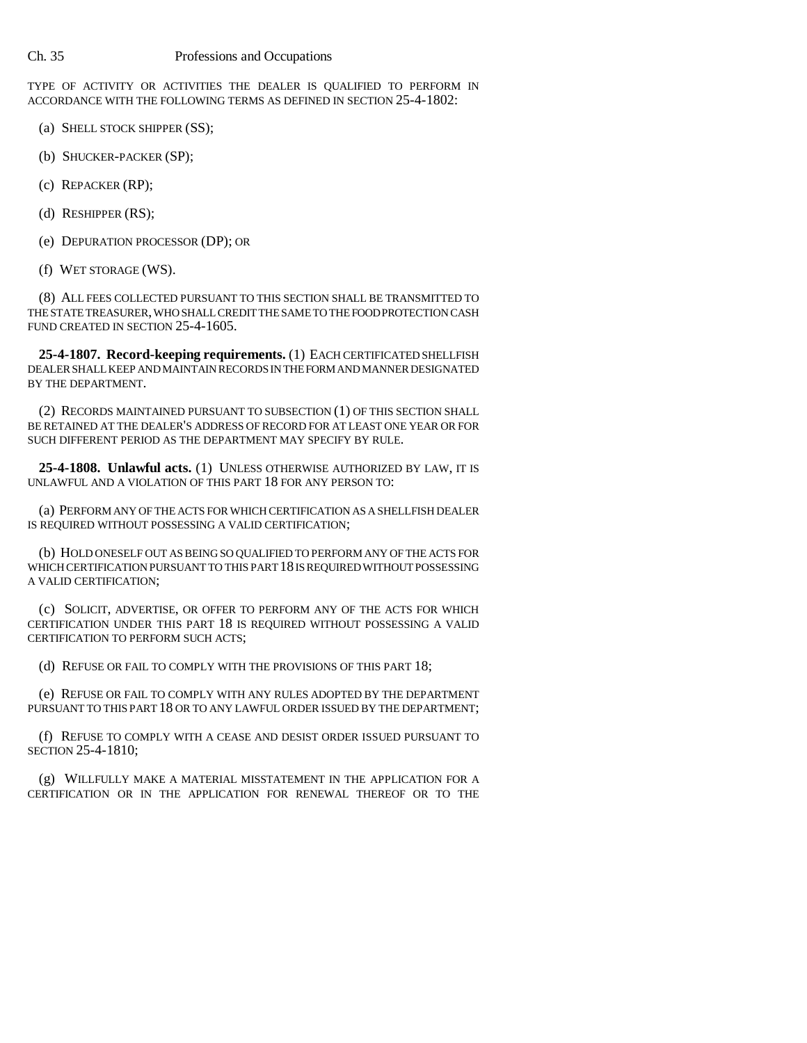TYPE OF ACTIVITY OR ACTIVITIES THE DEALER IS QUALIFIED TO PERFORM IN ACCORDANCE WITH THE FOLLOWING TERMS AS DEFINED IN SECTION 25-4-1802:

(a) SHELL STOCK SHIPPER (SS);

(b) SHUCKER-PACKER (SP);

(c) REPACKER (RP);

(d) RESHIPPER (RS);

(e) DEPURATION PROCESSOR (DP); OR

(f) WET STORAGE (WS).

(8) ALL FEES COLLECTED PURSUANT TO THIS SECTION SHALL BE TRANSMITTED TO THE STATE TREASURER, WHO SHALL CREDIT THE SAME TO THE FOOD PROTECTION CASH FUND CREATED IN SECTION 25-4-1605.

**25-4-1807. Record-keeping requirements.** (1) EACH CERTIFICATED SHELLFISH DEALER SHALL KEEP AND MAINTAIN RECORDS IN THE FORM AND MANNER DESIGNATED BY THE DEPARTMENT.

(2) RECORDS MAINTAINED PURSUANT TO SUBSECTION (1) OF THIS SECTION SHALL BE RETAINED AT THE DEALER'S ADDRESS OF RECORD FOR AT LEAST ONE YEAR OR FOR SUCH DIFFERENT PERIOD AS THE DEPARTMENT MAY SPECIFY BY RULE.

**25-4-1808. Unlawful acts.** (1) UNLESS OTHERWISE AUTHORIZED BY LAW, IT IS UNLAWFUL AND A VIOLATION OF THIS PART 18 FOR ANY PERSON TO:

(a) PERFORM ANY OF THE ACTS FOR WHICH CERTIFICATION AS A SHELLFISH DEALER IS REQUIRED WITHOUT POSSESSING A VALID CERTIFICATION;

(b) HOLD ONESELF OUT AS BEING SO QUALIFIED TO PERFORM ANY OF THE ACTS FOR WHICH CERTIFICATION PURSUANT TO THIS PART 18 IS REQUIRED WITHOUT POSSESSING A VALID CERTIFICATION;

(c) SOLICIT, ADVERTISE, OR OFFER TO PERFORM ANY OF THE ACTS FOR WHICH CERTIFICATION UNDER THIS PART 18 IS REQUIRED WITHOUT POSSESSING A VALID CERTIFICATION TO PERFORM SUCH ACTS;

(d) REFUSE OR FAIL TO COMPLY WITH THE PROVISIONS OF THIS PART 18;

(e) REFUSE OR FAIL TO COMPLY WITH ANY RULES ADOPTED BY THE DEPARTMENT PURSUANT TO THIS PART 18 OR TO ANY LAWFUL ORDER ISSUED BY THE DEPARTMENT;

(f) REFUSE TO COMPLY WITH A CEASE AND DESIST ORDER ISSUED PURSUANT TO SECTION 25-4-1810;

(g) WILLFULLY MAKE A MATERIAL MISSTATEMENT IN THE APPLICATION FOR A CERTIFICATION OR IN THE APPLICATION FOR RENEWAL THEREOF OR TO THE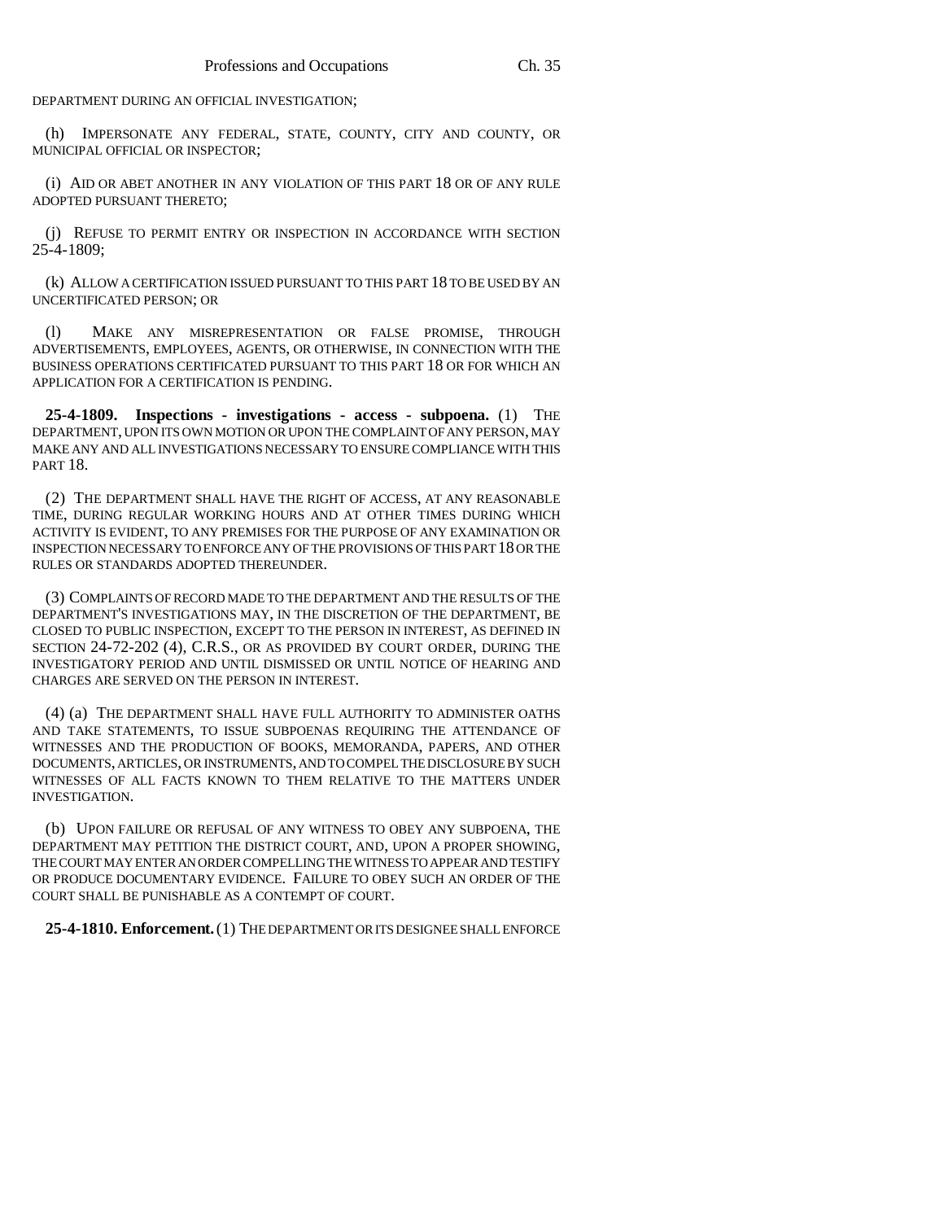DEPARTMENT DURING AN OFFICIAL INVESTIGATION;

(h) IMPERSONATE ANY FEDERAL, STATE, COUNTY, CITY AND COUNTY, OR MUNICIPAL OFFICIAL OR INSPECTOR;

(i) AID OR ABET ANOTHER IN ANY VIOLATION OF THIS PART 18 OR OF ANY RULE ADOPTED PURSUANT THERETO;

(j) REFUSE TO PERMIT ENTRY OR INSPECTION IN ACCORDANCE WITH SECTION 25-4-1809;

(k) ALLOW A CERTIFICATION ISSUED PURSUANT TO THIS PART 18 TO BE USED BY AN UNCERTIFICATED PERSON; OR

(l) MAKE ANY MISREPRESENTATION OR FALSE PROMISE, THROUGH ADVERTISEMENTS, EMPLOYEES, AGENTS, OR OTHERWISE, IN CONNECTION WITH THE BUSINESS OPERATIONS CERTIFICATED PURSUANT TO THIS PART 18 OR FOR WHICH AN APPLICATION FOR A CERTIFICATION IS PENDING.

**25-4-1809. Inspections - investigations - access - subpoena.** (1) THE DEPARTMENT, UPON ITS OWN MOTION OR UPON THE COMPLAINT OF ANY PERSON, MAY MAKE ANY AND ALL INVESTIGATIONS NECESSARY TO ENSURE COMPLIANCE WITH THIS PART 18.

(2) THE DEPARTMENT SHALL HAVE THE RIGHT OF ACCESS, AT ANY REASONABLE TIME, DURING REGULAR WORKING HOURS AND AT OTHER TIMES DURING WHICH ACTIVITY IS EVIDENT, TO ANY PREMISES FOR THE PURPOSE OF ANY EXAMINATION OR INSPECTION NECESSARY TO ENFORCE ANY OF THE PROVISIONS OF THIS PART 18 OR THE RULES OR STANDARDS ADOPTED THEREUNDER.

(3) COMPLAINTS OF RECORD MADE TO THE DEPARTMENT AND THE RESULTS OF THE DEPARTMENT'S INVESTIGATIONS MAY, IN THE DISCRETION OF THE DEPARTMENT, BE CLOSED TO PUBLIC INSPECTION, EXCEPT TO THE PERSON IN INTEREST, AS DEFINED IN SECTION 24-72-202 (4), C.R.S., OR AS PROVIDED BY COURT ORDER, DURING THE INVESTIGATORY PERIOD AND UNTIL DISMISSED OR UNTIL NOTICE OF HEARING AND CHARGES ARE SERVED ON THE PERSON IN INTEREST.

(4) (a) THE DEPARTMENT SHALL HAVE FULL AUTHORITY TO ADMINISTER OATHS AND TAKE STATEMENTS, TO ISSUE SUBPOENAS REQUIRING THE ATTENDANCE OF WITNESSES AND THE PRODUCTION OF BOOKS, MEMORANDA, PAPERS, AND OTHER DOCUMENTS, ARTICLES, OR INSTRUMENTS, AND TO COMPEL THE DISCLOSURE BY SUCH WITNESSES OF ALL FACTS KNOWN TO THEM RELATIVE TO THE MATTERS UNDER INVESTIGATION.

(b) UPON FAILURE OR REFUSAL OF ANY WITNESS TO OBEY ANY SUBPOENA, THE DEPARTMENT MAY PETITION THE DISTRICT COURT, AND, UPON A PROPER SHOWING, THE COURT MAY ENTER AN ORDER COMPELLING THE WITNESS TO APPEAR AND TESTIFY OR PRODUCE DOCUMENTARY EVIDENCE. FAILURE TO OBEY SUCH AN ORDER OF THE COURT SHALL BE PUNISHABLE AS A CONTEMPT OF COURT.

**25-4-1810. Enforcement.** (1) THE DEPARTMENT OR ITS DESIGNEE SHALL ENFORCE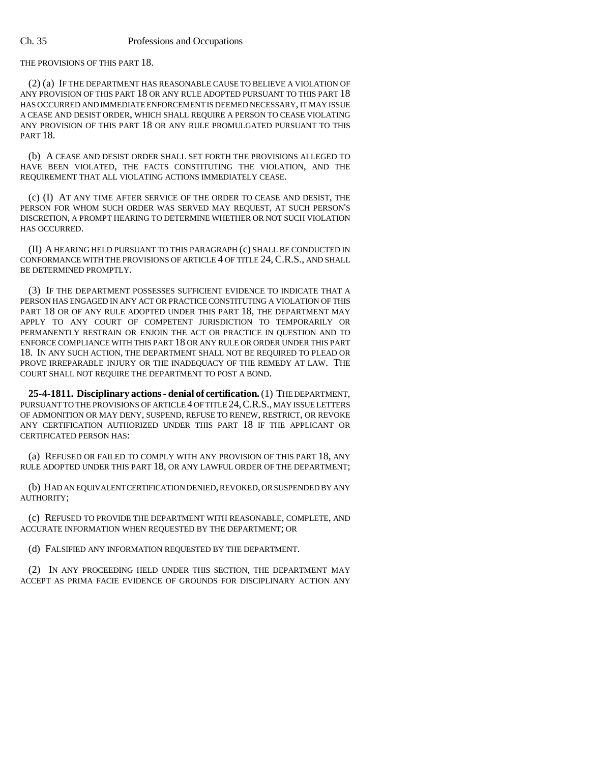THE PROVISIONS OF THIS PART 18.

(2) (a) IF THE DEPARTMENT HAS REASONABLE CAUSE TO BELIEVE A VIOLATION OF ANY PROVISION OF THIS PART 18 OR ANY RULE ADOPTED PURSUANT TO THIS PART 18 HAS OCCURRED AND IMMEDIATE ENFORCEMENT IS DEEMED NECESSARY, IT MAY ISSUE A CEASE AND DESIST ORDER, WHICH SHALL REQUIRE A PERSON TO CEASE VIOLATING ANY PROVISION OF THIS PART 18 OR ANY RULE PROMULGATED PURSUANT TO THIS PART 18.

(b) A CEASE AND DESIST ORDER SHALL SET FORTH THE PROVISIONS ALLEGED TO HAVE BEEN VIOLATED, THE FACTS CONSTITUTING THE VIOLATION, AND THE REQUIREMENT THAT ALL VIOLATING ACTIONS IMMEDIATELY CEASE.

(c) (I) AT ANY TIME AFTER SERVICE OF THE ORDER TO CEASE AND DESIST, THE PERSON FOR WHOM SUCH ORDER WAS SERVED MAY REQUEST, AT SUCH PERSON'S DISCRETION, A PROMPT HEARING TO DETERMINE WHETHER OR NOT SUCH VIOLATION HAS OCCURRED.

(II) A HEARING HELD PURSUANT TO THIS PARAGRAPH (c) SHALL BE CONDUCTED IN CONFORMANCE WITH THE PROVISIONS OF ARTICLE 4 OF TITLE 24, C.R.S., AND SHALL BE DETERMINED PROMPTLY.

(3) IF THE DEPARTMENT POSSESSES SUFFICIENT EVIDENCE TO INDICATE THAT A PERSON HAS ENGAGED IN ANY ACT OR PRACTICE CONSTITUTING A VIOLATION OF THIS PART 18 OR OF ANY RULE ADOPTED UNDER THIS PART 18, THE DEPARTMENT MAY APPLY TO ANY COURT OF COMPETENT JURISDICTION TO TEMPORARILY OR PERMANENTLY RESTRAIN OR ENJOIN THE ACT OR PRACTICE IN QUESTION AND TO ENFORCE COMPLIANCE WITH THIS PART 18 OR ANY RULE OR ORDER UNDER THIS PART 18. IN ANY SUCH ACTION, THE DEPARTMENT SHALL NOT BE REQUIRED TO PLEAD OR PROVE IRREPARABLE INJURY OR THE INADEQUACY OF THE REMEDY AT LAW. THE COURT SHALL NOT REQUIRE THE DEPARTMENT TO POST A BOND.

**25-4-1811. Disciplinary actions - denial of certification.** (1) THE DEPARTMENT, PURSUANT TO THE PROVISIONS OF ARTICLE 4 OF TITLE 24, C.R.S., MAY ISSUE LETTERS OF ADMONITION OR MAY DENY, SUSPEND, REFUSE TO RENEW, RESTRICT, OR REVOKE ANY CERTIFICATION AUTHORIZED UNDER THIS PART 18 IF THE APPLICANT OR CERTIFICATED PERSON HAS:

(a) REFUSED OR FAILED TO COMPLY WITH ANY PROVISION OF THIS PART 18, ANY RULE ADOPTED UNDER THIS PART 18, OR ANY LAWFUL ORDER OF THE DEPARTMENT;

(b) HAD AN EQUIVALENT CERTIFICATION DENIED, REVOKED, OR SUSPENDED BY ANY AUTHORITY;

(c) REFUSED TO PROVIDE THE DEPARTMENT WITH REASONABLE, COMPLETE, AND ACCURATE INFORMATION WHEN REQUESTED BY THE DEPARTMENT; OR

(d) FALSIFIED ANY INFORMATION REQUESTED BY THE DEPARTMENT.

(2) IN ANY PROCEEDING HELD UNDER THIS SECTION, THE DEPARTMENT MAY ACCEPT AS PRIMA FACIE EVIDENCE OF GROUNDS FOR DISCIPLINARY ACTION ANY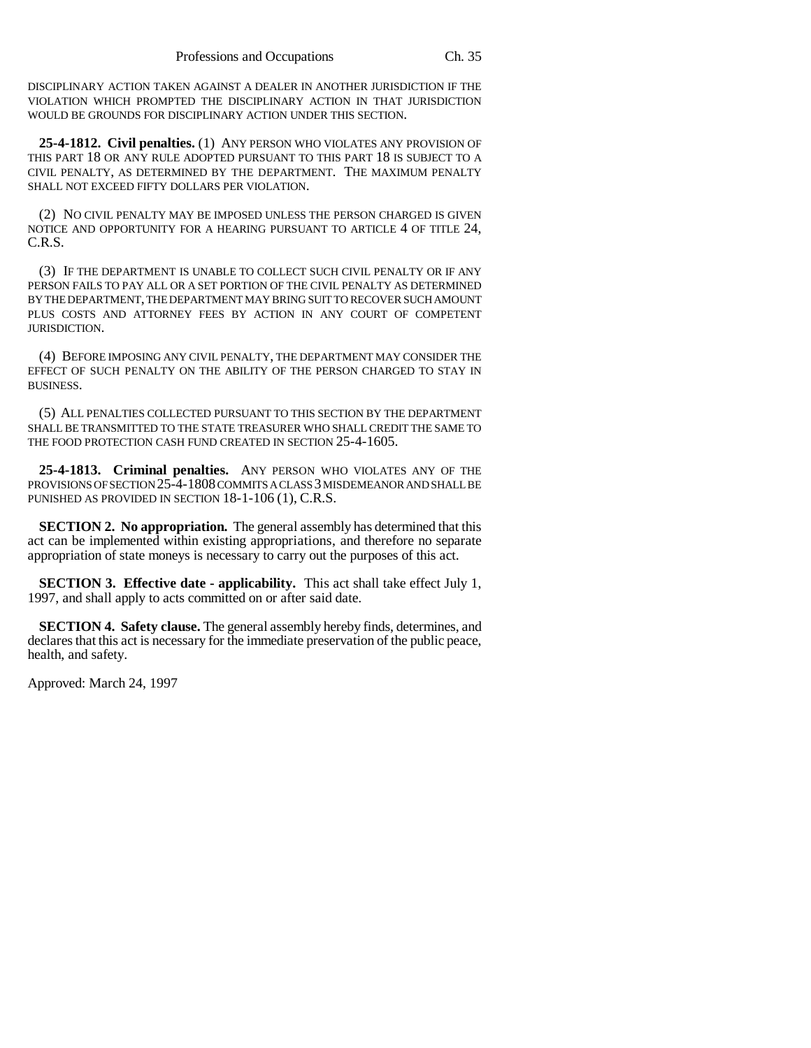DISCIPLINARY ACTION TAKEN AGAINST A DEALER IN ANOTHER JURISDICTION IF THE VIOLATION WHICH PROMPTED THE DISCIPLINARY ACTION IN THAT JURISDICTION WOULD BE GROUNDS FOR DISCIPLINARY ACTION UNDER THIS SECTION.

**25-4-1812. Civil penalties.** (1) ANY PERSON WHO VIOLATES ANY PROVISION OF THIS PART 18 OR ANY RULE ADOPTED PURSUANT TO THIS PART 18 IS SUBJECT TO A CIVIL PENALTY, AS DETERMINED BY THE DEPARTMENT. THE MAXIMUM PENALTY SHALL NOT EXCEED FIFTY DOLLARS PER VIOLATION.

(2) NO CIVIL PENALTY MAY BE IMPOSED UNLESS THE PERSON CHARGED IS GIVEN NOTICE AND OPPORTUNITY FOR A HEARING PURSUANT TO ARTICLE 4 OF TITLE 24, C.R.S.

(3) IF THE DEPARTMENT IS UNABLE TO COLLECT SUCH CIVIL PENALTY OR IF ANY PERSON FAILS TO PAY ALL OR A SET PORTION OF THE CIVIL PENALTY AS DETERMINED BY THE DEPARTMENT, THE DEPARTMENT MAY BRING SUIT TO RECOVER SUCH AMOUNT PLUS COSTS AND ATTORNEY FEES BY ACTION IN ANY COURT OF COMPETENT JURISDICTION.

(4) BEFORE IMPOSING ANY CIVIL PENALTY, THE DEPARTMENT MAY CONSIDER THE EFFECT OF SUCH PENALTY ON THE ABILITY OF THE PERSON CHARGED TO STAY IN BUSINESS.

(5) ALL PENALTIES COLLECTED PURSUANT TO THIS SECTION BY THE DEPARTMENT SHALL BE TRANSMITTED TO THE STATE TREASURER WHO SHALL CREDIT THE SAME TO THE FOOD PROTECTION CASH FUND CREATED IN SECTION 25-4-1605.

**25-4-1813. Criminal penalties.** ANY PERSON WHO VIOLATES ANY OF THE PROVISIONS OF SECTION 25-4-1808 COMMITS A CLASS 3 MISDEMEANOR AND SHALL BE PUNISHED AS PROVIDED IN SECTION 18-1-106 (1), C.R.S.

**SECTION 2. No appropriation.** The general assembly has determined that this act can be implemented within existing appropriations, and therefore no separate appropriation of state moneys is necessary to carry out the purposes of this act.

**SECTION 3. Effective date - applicability.** This act shall take effect July 1, 1997, and shall apply to acts committed on or after said date.

**SECTION 4. Safety clause.** The general assembly hereby finds, determines, and declares that this act is necessary for the immediate preservation of the public peace, health, and safety.

Approved: March 24, 1997